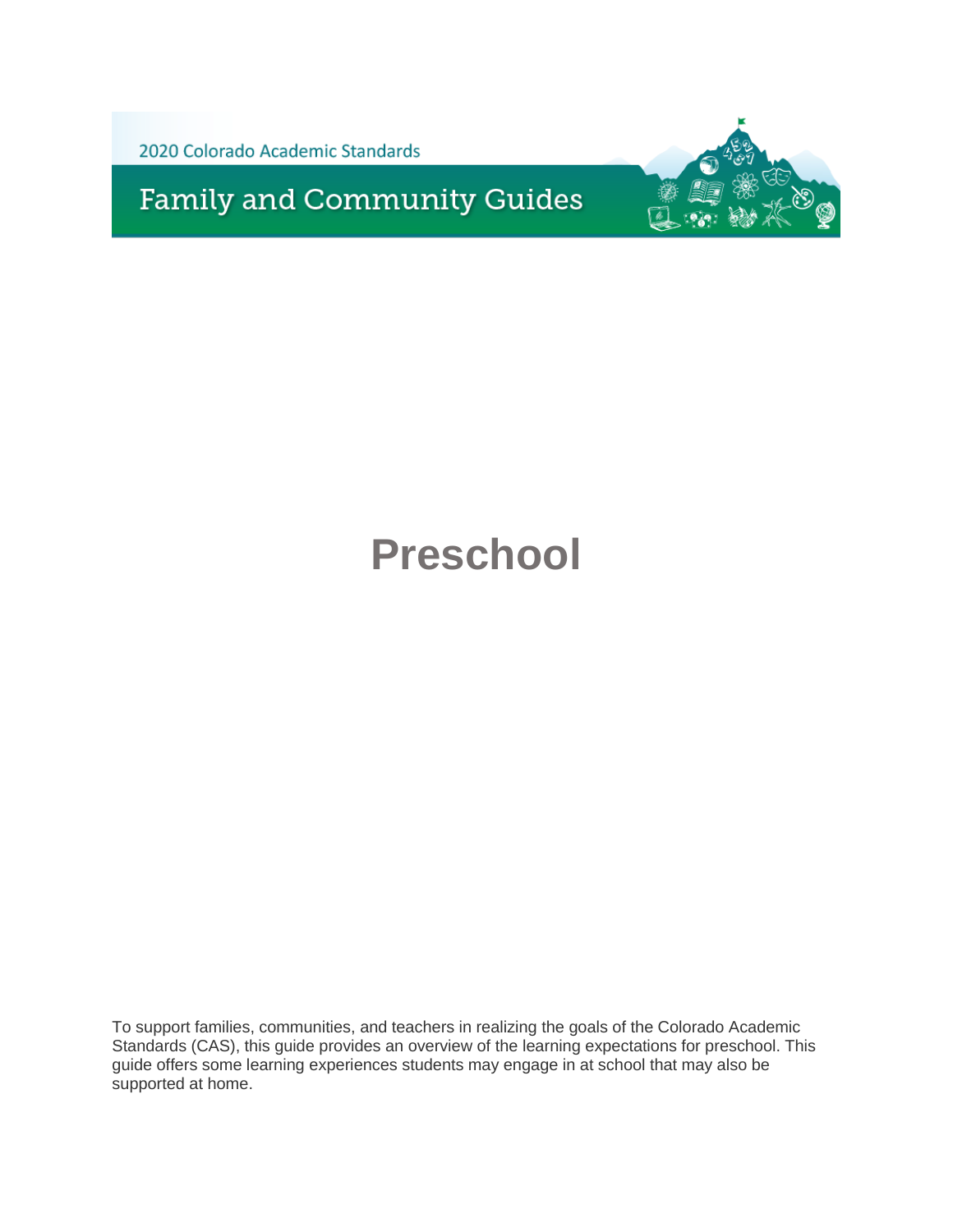2020 Colorado Academic Standards

# Family and Community Guides

# Preschool

To support families, communities, and teachers in realizing the goals of the Colorado Academic Standards (CAS), this guide provides an overview of the learning expectations for preschool. This guide offers some learning experiences students may engage in at school that may also be supported at home.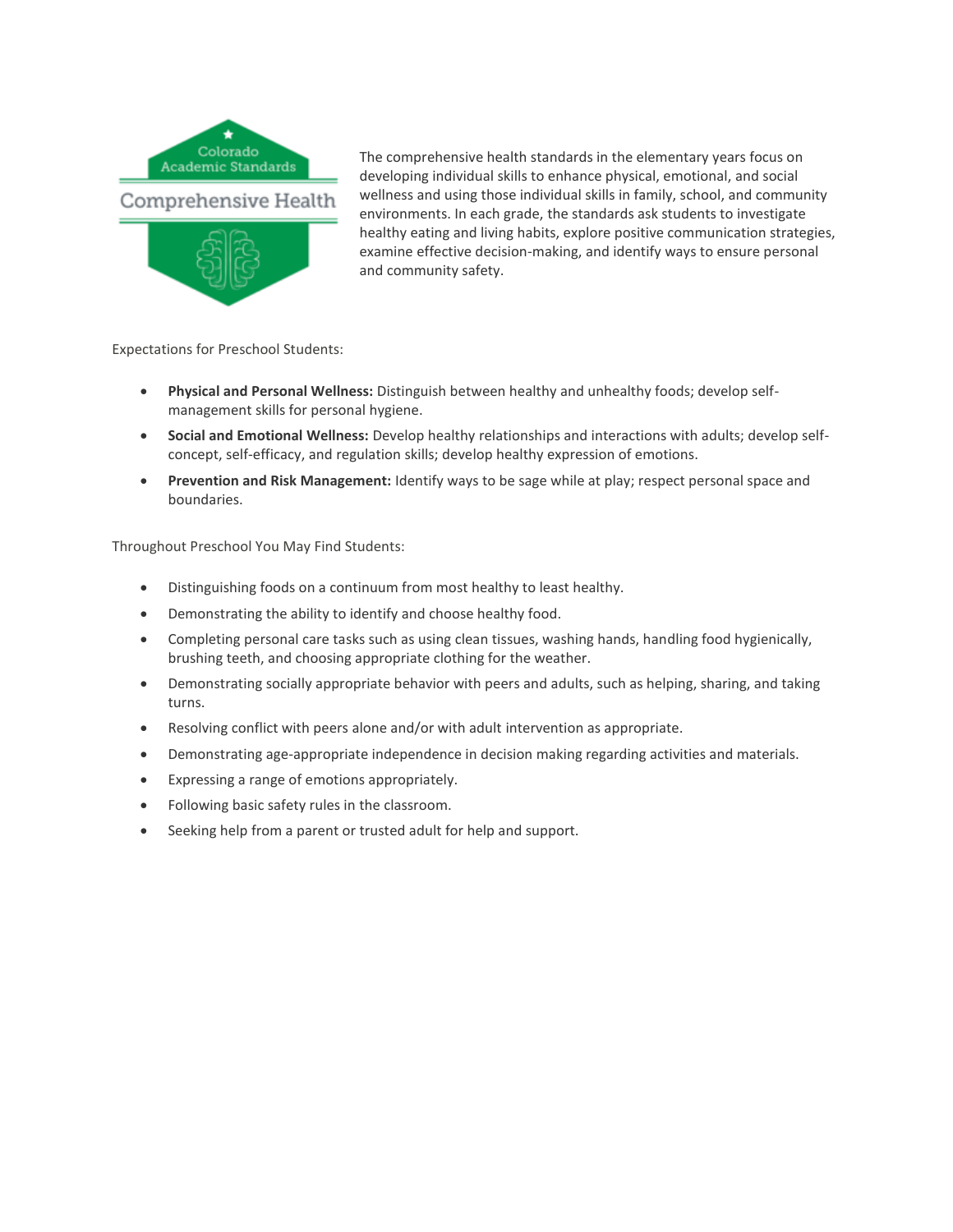Colorado Academic Standards

Comprehensive Health

The comprehensive health standards in the elementary years focus on developing individual skills to enhance physical, emotional, and social wellness and using those individual skills in family, school, and community environments. In each grade, the standards ask students to investigate healthy eating and living habits, explore positive communication strategies, examine effective decision-making, and identify ways to ensure personal and community safety.

Expectations for Preschool Students:

- **Physical and Personal Wellness:** Distinguish between healthy and unhealthy foods; develop self-management skills for personal hygiene.
- **Social and Emotional Wellness:** Develop healthy relationships and interactions with adults; develop self-concept, self-efficacy, and regulation skills; develop healthy expression of emotions.
- **Prevention and Risk Management:** Identify ways to be sage while at play; respect personal space and boundaries.

Throughout Preschool You May Find Students:

- Distinguishing foods on a continuum from most healthy to least healthy.
- Demonstrating the ability to identify and choose healthy food.
- Completing personal care tasks such as using clean tissues, washing hands, handling food hygienically, brushing teeth, and choosing appropriate clothing for the weather.
- Demonstrating socially appropriate behavior with peers and adults, such as helping, sharing, and taking turns.
- Resolving conflict with peers alone and/or with adult intervention as appropriate.
- Demonstrating age-appropriate independence in decision making regarding activities and materials.
- Expressing a range of emotions appropriately.
- Following basic safety rules in the classroom.
- Seeking help from a parent or trusted adult for help and support.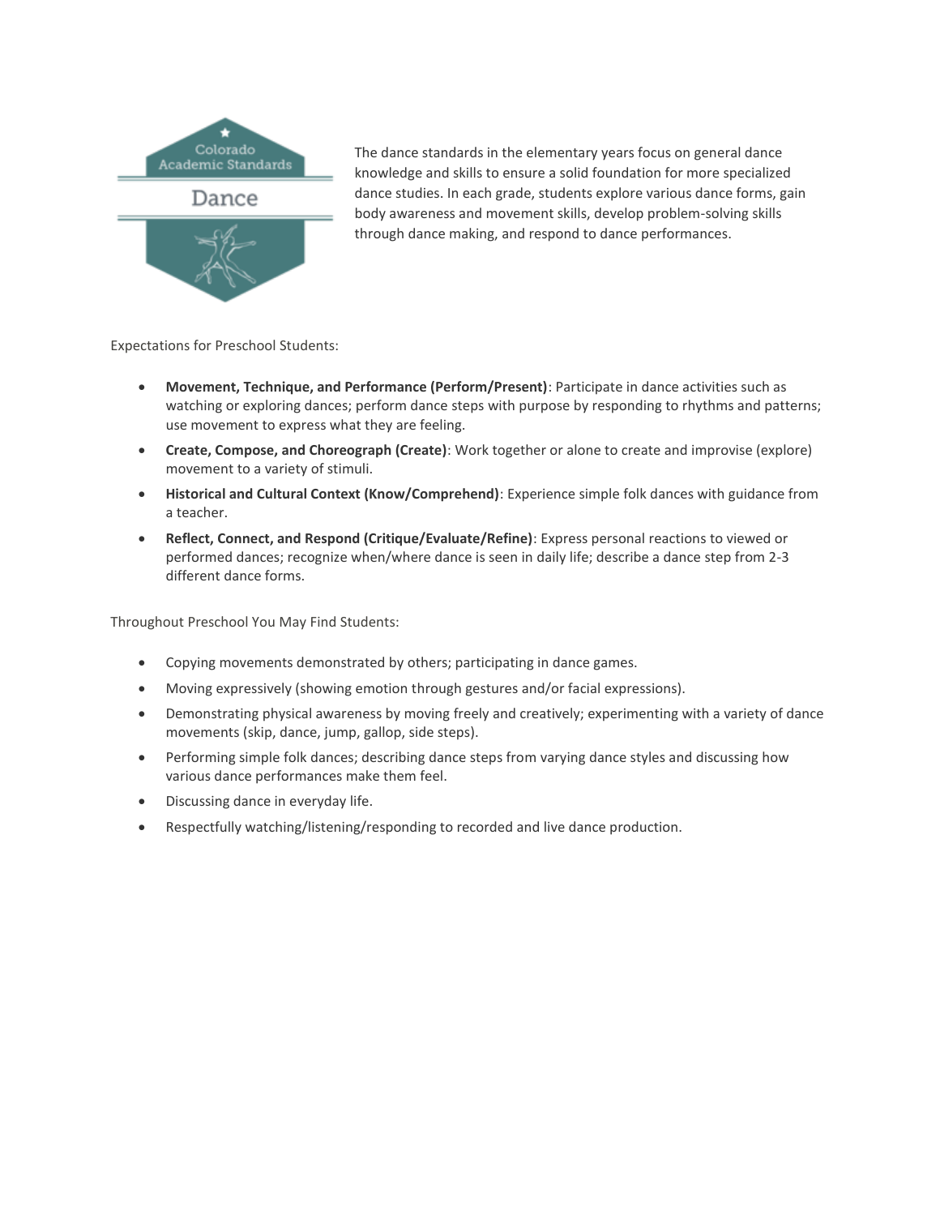The dance standards in the elementary years focus on general dance knowledge and skills to ensure a solid foundation for more specialized dance studies. In each grade, students explore various dance forms, gain body awareness and movement skills, develop problem-solving skills through dance making, and respond to dance performances.

Expectations for Preschool Students:

- **Movement, Technique, and Performance (Perform/Present)**: Participate in dance activities such as watching or exploring dances; perform dance steps with purpose by responding to rhythms and patterns; use movement to express what they are feeling.
- **Create, Compose, and Choreograph (Create)**: Work together or alone to create and improvise (explore) movement to a variety of stimuli.
- **Historical and Cultural Context (Know/Comprehend)**: Experience simple folk dances with guidance from a teacher.
- **Reflect, Connect, and Respond (Critique/Evaluate/Refine)**: Express personal reactions to viewed or performed dances; recognize when/where dance is seen in daily life; describe a dance step from 2-3 different dance forms.

Throughout Preschool You May Find Students:

- Copying movements demonstrated by others; participating in dance games.
- Moving expressively (showing emotion through gestures and/or facial expressions).
- Demonstrating physical awareness by moving freely and creatively; experimenting with a variety of dance movements (skip, dance, jump, gallop, side steps).
- Performing simple folk dances; describing dance steps from varying dance styles and discussing how various dance performances make them feel.
- Discussing dance in everyday life.
- Respectfully watching/listening/responding to recorded and live dance production.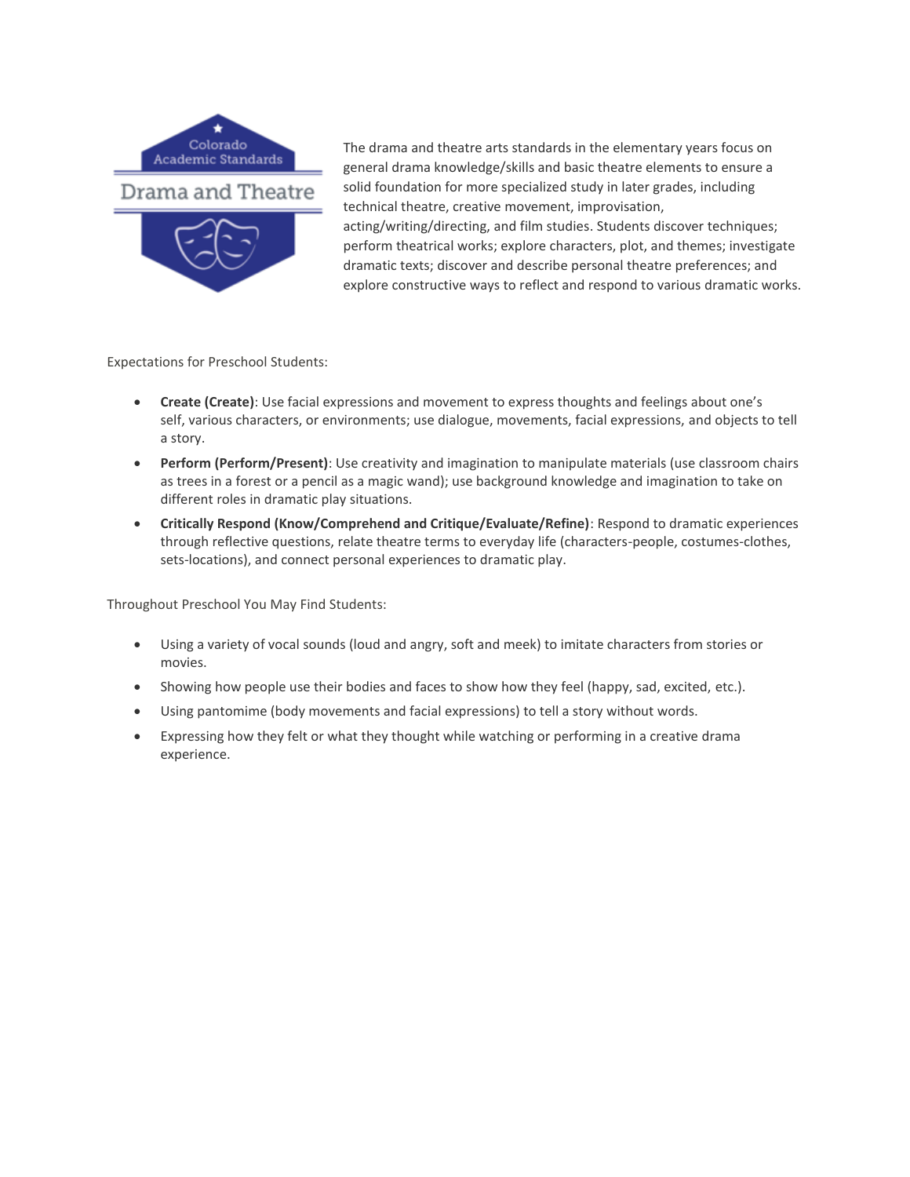Colorado Academic Standards

# Drama and Theatre

The drama and theatre arts standards in the elementary years focus on general drama knowledge/skills and basic theatre elements to ensure a solid foundation for more specialized study in later grades, including technical theatre, creative movement, improvisation, acting/writing/directing, and film studies. Students discover techniques; perform theatrical works; explore characters, plot, and themes; investigate dramatic texts; discover and describe personal theatre preferences; and explore constructive ways to reflect and respond to various dramatic works.

Expectations for Preschool Students:

- **Create (Create)**: Use facial expressions and movement to express thoughts and feelings about one's self, various characters, or environments; use dialogue, movements, facial expressions, and objects to tell a story.
- **Perform (Perform/Present)**: Use creativity and imagination to manipulate materials (use classroom chairs as trees in a forest or a pencil as a magic wand); use background knowledge and imagination to take on different roles in dramatic play situations.
- **Critically Respond (Know/Comprehend and Critique/Evaluate/Refine)**: Respond to dramatic experiences through reflective questions, relate theatre terms to everyday life (characters-people, costumes-clothes, sets-locations), and connect personal experiences to dramatic play.

Throughout Preschool You May Find Students:

- Using a variety of vocal sounds (loud and angry, soft and meek) to imitate characters from stories or movies.
- Showing how people use their bodies and faces to show how they feel (happy, sad, excited, etc.).
- Using pantomime (body movements and facial expressions) to tell a story without words.
- Expressing how they felt or what they thought while watching or performing in a creative drama experience.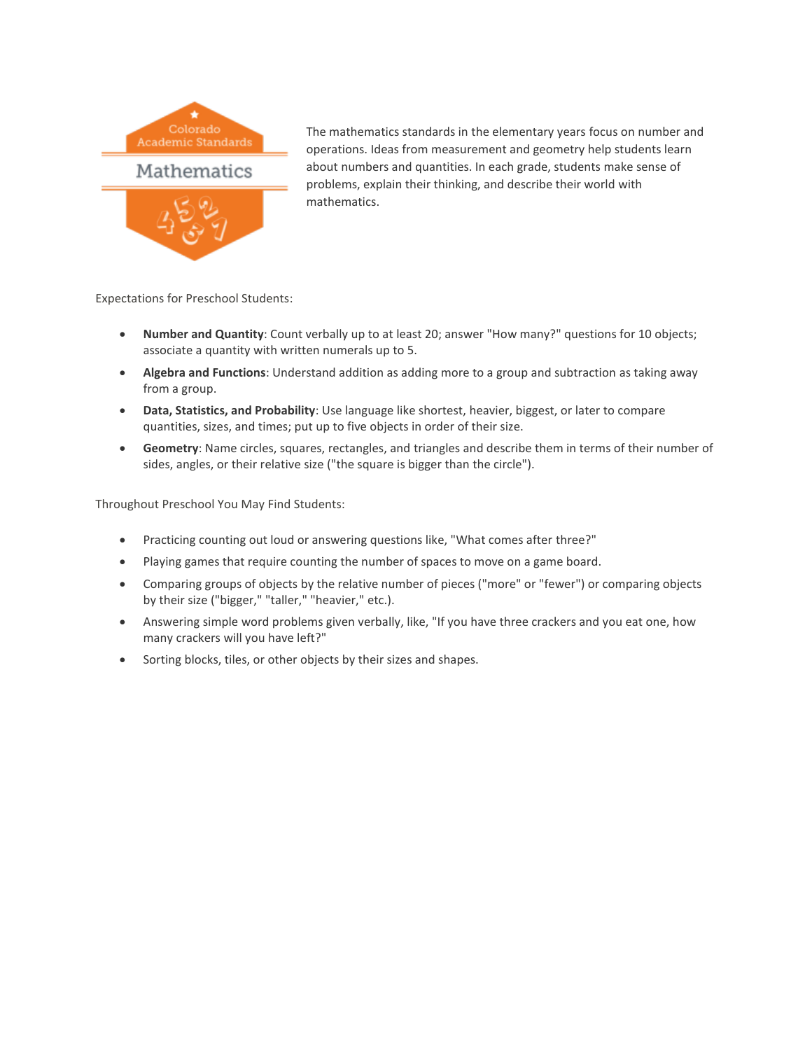The mathematics standards in the elementary years focus on number and operations. Ideas from measurement and geometry help students learn about numbers and quantities. In each grade, students make sense of problems, explain their thinking, and describe their world with mathematics.

Expectations for Preschool Students:

- **Number and Quantity**: Count verbally up to at least 20; answer "How many?" questions for 10 objects; associate a quantity with written numerals up to 5.
- **Algebra and Functions**: Understand addition as adding more to a group and subtraction as taking away from a group.
- **Data, Statistics, and Probability**: Use language like shortest, heavier, biggest, or later to compare quantities, sizes, and times; put up to five objects in order of their size.
- **Geometry**: Name circles, squares, rectangles, and triangles and describe them in terms of their number of sides, angles, or their relative size ("the square is bigger than the circle").

Throughout Preschool You May Find Students:

- Practicing counting out loud or answering questions like, "What comes after three?"
- Playing games that require counting the number of spaces to move on a game board.
- Comparing groups of objects by the relative number of pieces ("more" or "fewer") or comparing objects by their size ("bigger," "taller," "heavier," etc.).
- Answering simple word problems given verbally, like, "If you have three crackers and you eat one, how many crackers will you have left?"
- Sorting blocks, tiles, or other objects by their sizes and shapes.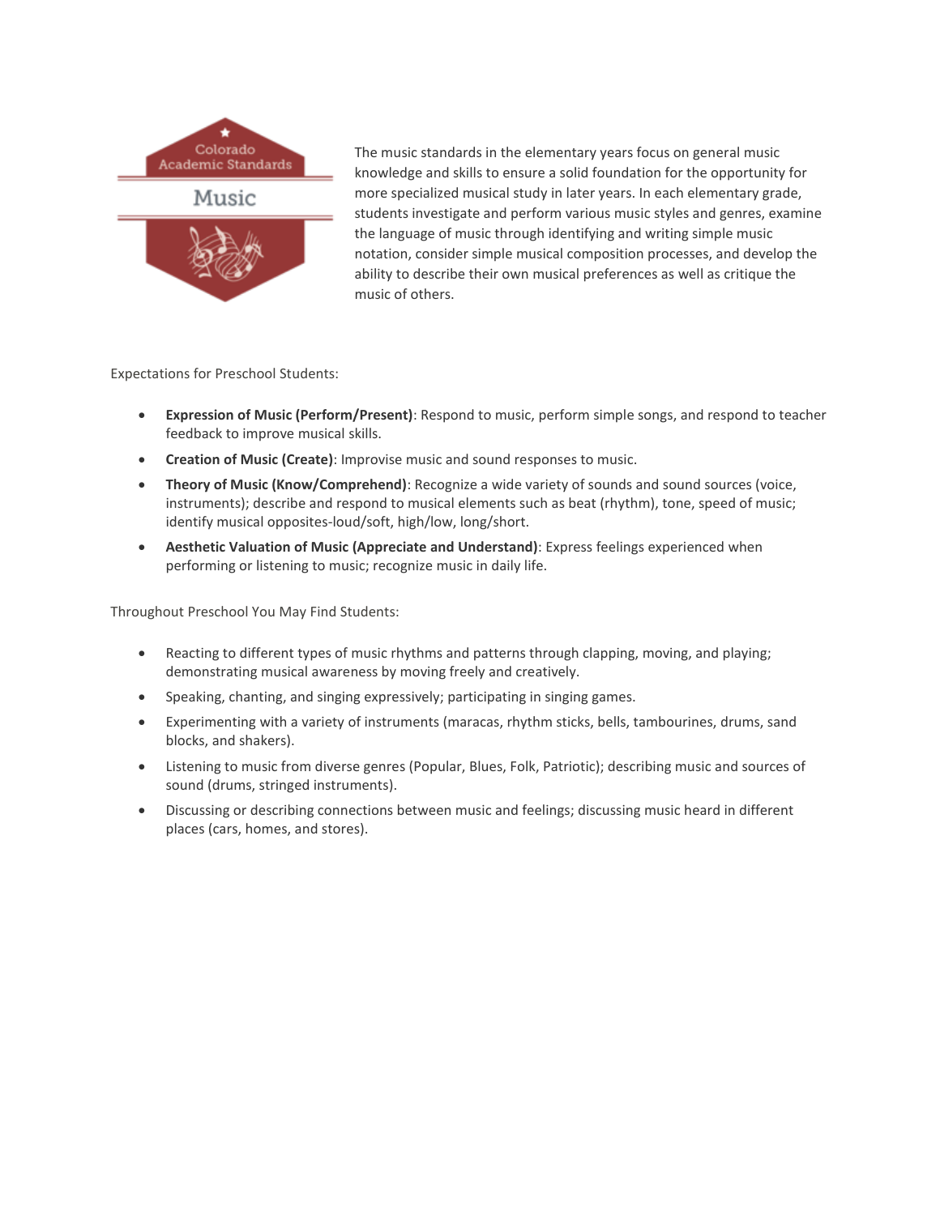Colorado Academic Standards

Music

The music standards in the elementary years focus on general music knowledge and skills to ensure a solid foundation for the opportunity for more specialized musical study in later years. In each elementary grade, students investigate and perform various music styles and genres, examine the language of music through identifying and writing simple music notation, consider simple musical composition processes, and develop the ability to describe their own musical preferences as well as critique the music of others.

Expectations for Preschool Students:

- **Expression of Music (Perform/Present)**: Respond to music, perform simple songs, and respond to teacher feedback to improve musical skills.
- **Creation of Music (Create)**: Improvise music and sound responses to music.
- **Theory of Music (Know/Comprehend)**: Recognize a wide variety of sounds and sound sources (voice, instruments); describe and respond to musical elements such as beat (rhythm), tone, speed of music; identify musical opposites-loud/soft, high/low, long/short.
- **Aesthetic Valuation of Music (Appreciate and Understand)**: Express feelings experienced when performing or listening to music; recognize music in daily life.

Throughout Preschool You May Find Students:

- Reacting to different types of music rhythms and patterns through clapping, moving, and playing; demonstrating musical awareness by moving freely and creatively.
- Speaking, chanting, and singing expressively; participating in singing games.
- Experimenting with a variety of instruments (maracas, rhythm sticks, bells, tambourines, drums, sand blocks, and shakers).
- Listening to music from diverse genres (Popular, Blues, Folk, Patriotic); describing music and sources of sound (drums, stringed instruments).
- Discussing or describing connections between music and feelings; discussing music heard in different places (cars, homes, and stores).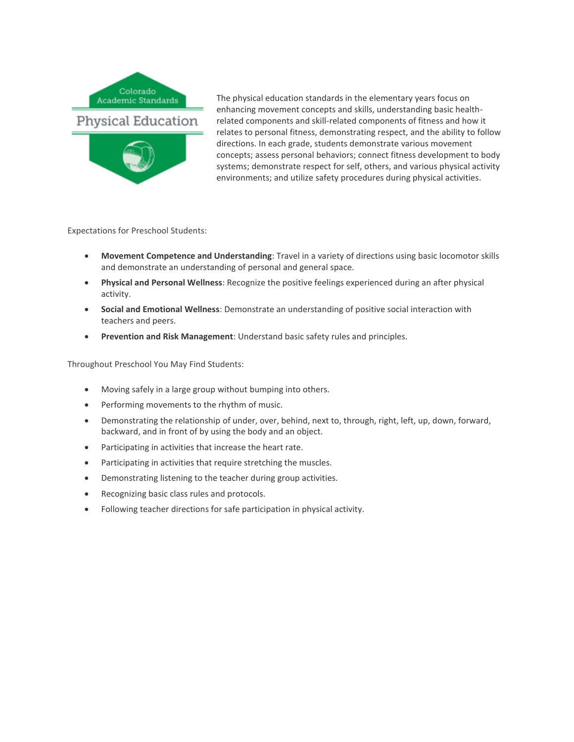Colorado Academic Standards

Physical Education

The physical education standards in the elementary years focus on enhancing movement concepts and skills, understanding basic health-related components and skill-related components of fitness and how it relates to personal fitness, demonstrating respect, and the ability to follow directions. In each grade, students demonstrate various movement concepts; assess personal behaviors; connect fitness development to body systems; demonstrate respect for self, others, and various physical activity environments; and utilize safety procedures during physical activities.

Expectations for Preschool Students:

- **Movement Competence and Understanding**: Travel in a variety of directions using basic locomotor skills and demonstrate an understanding of personal and general space.
- **Physical and Personal Wellness**: Recognize the positive feelings experienced during an after physical activity.
- **Social and Emotional Wellness**: Demonstrate an understanding of positive social interaction with teachers and peers.
- **Prevention and Risk Management**: Understand basic safety rules and principles.

Throughout Preschool You May Find Students:

- Moving safely in a large group without bumping into others.
- Performing movements to the rhythm of music.
- Demonstrating the relationship of under, over, behind, next to, through, right, left, up, down, forward, backward, and in front of by using the body and an object.
- Participating in activities that increase the heart rate.
- Participating in activities that require stretching the muscles.
- Demonstrating listening to the teacher during group activities.
- Recognizing basic class rules and protocols.
- Following teacher directions for safe participation in physical activity.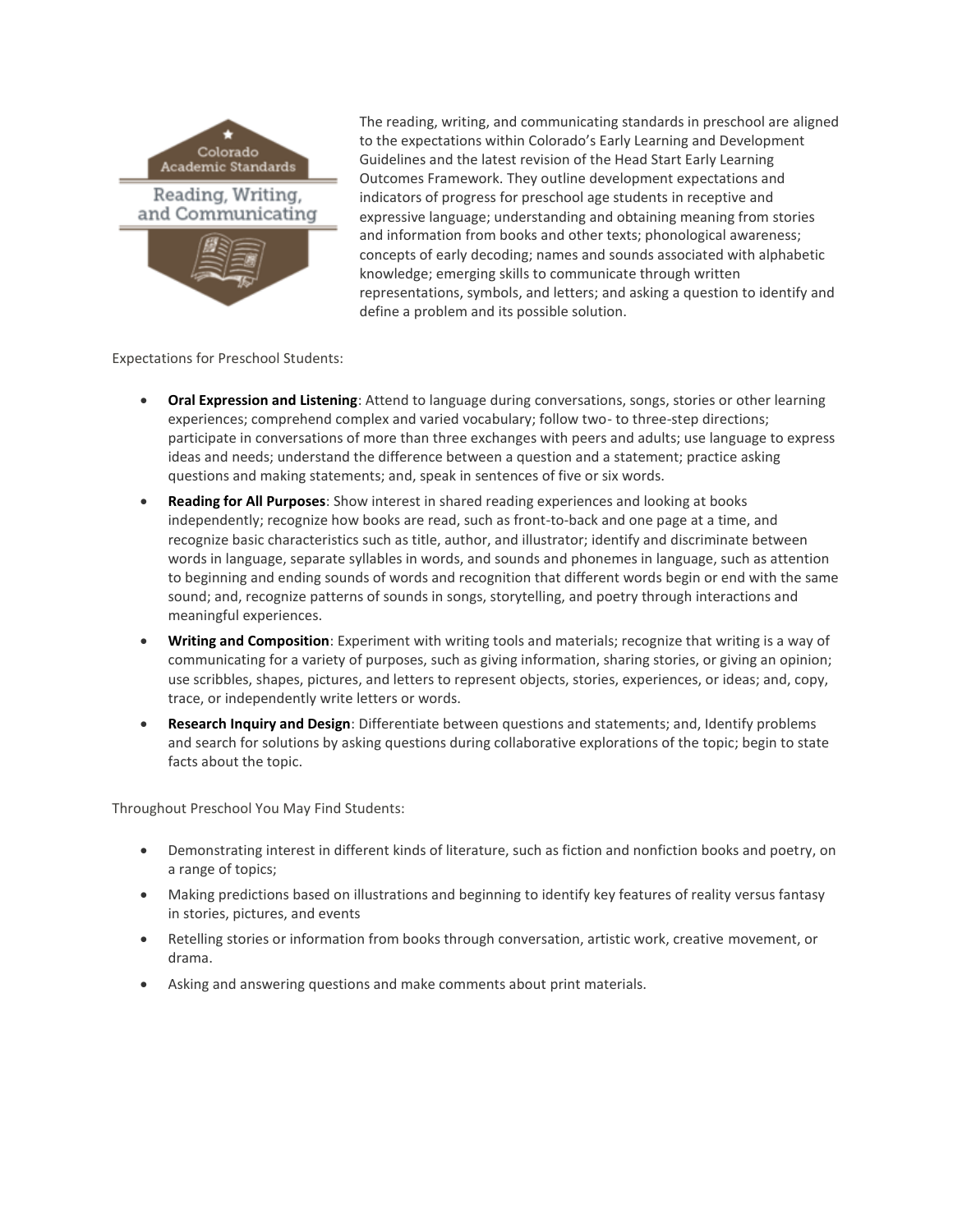The reading, writing, and communicating standards in preschool are aligned to the expectations within Colorado's Early Learning and Development Guidelines and the latest revision of the Head Start Early Learning Outcomes Framework. They outline development expectations and indicators of progress for preschool age students in receptive and expressive language; understanding and obtaining meaning from stories and information from books and other texts; phonological awareness; concepts of early decoding; names and sounds associated with alphabetic knowledge; emerging skills to communicate through written representations, symbols, and letters; and asking a question to identify and define a problem and its possible solution.

Expectations for Preschool Students:

- **Oral Expression and Listening**: Attend to language during conversations, songs, stories or other learning experiences; comprehend complex and varied vocabulary; follow two- to three-step directions; participate in conversations of more than three exchanges with peers and adults; use language to express ideas and needs; understand the difference between a question and a statement; practice asking questions and making statements; and, speak in sentences of five or six words.
- **Reading for All Purposes**: Show interest in shared reading experiences and looking at books independently; recognize how books are read, such as front-to-back and one page at a time, and recognize basic characteristics such as title, author, and illustrator; identify and discriminate between words in language, separate syllables in words, and sounds and phonemes in language, such as attention to beginning and ending sounds of words and recognition that different words begin or end with the same sound; and, recognize patterns of sounds in songs, storytelling, and poetry through interactions and meaningful experiences.
- **Writing and Composition**: Experiment with writing tools and materials; recognize that writing is a way of communicating for a variety of purposes, such as giving information, sharing stories, or giving an opinion; use scribbles, shapes, pictures, and letters to represent objects, stories, experiences, or ideas; and, copy, trace, or independently write letters or words.
- **Research Inquiry and Design**: Differentiate between questions and statements; and, Identify problems and search for solutions by asking questions during collaborative explorations of the topic; begin to state facts about the topic.

Throughout Preschool You May Find Students:

- Demonstrating interest in different kinds of literature, such as fiction and nonfiction books and poetry, on a range of topics;
- Making predictions based on illustrations and beginning to identify key features of reality versus fantasy in stories, pictures, and events
- Retelling stories or information from books through conversation, artistic work, creative movement, or drama.
- Asking and answering questions and make comments about print materials.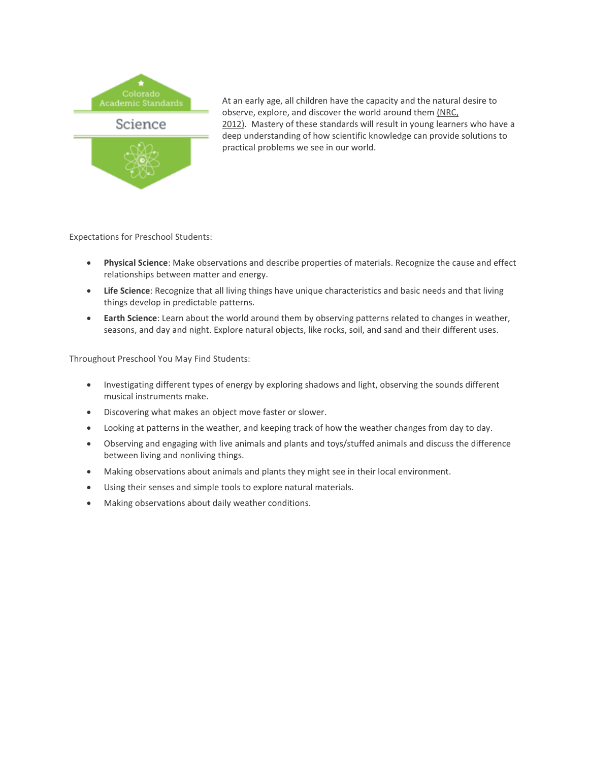Colorado Academic Standards

Science

At an early age, all children have the capacity and the natural desire to observe, explore, and discover the world around them (NRC, 2012). Mastery of these standards will result in young learners who have a deep understanding of how scientific knowledge can provide solutions to practical problems we see in our world.

Expectations for Preschool Students:

- **Physical Science**: Make observations and describe properties of materials. Recognize the cause and effect relationships between matter and energy.
- **Life Science**: Recognize that all living things have unique characteristics and basic needs and that living things develop in predictable patterns.
- **Earth Science**: Learn about the world around them by observing patterns related to changes in weather, seasons, and day and night. Explore natural objects, like rocks, soil, and sand and their different uses.

Throughout Preschool You May Find Students:

- Investigating different types of energy by exploring shadows and light, observing the sounds different musical instruments make.
- Discovering what makes an object move faster or slower.
- Looking at patterns in the weather, and keeping track of how the weather changes from day to day.
- Observing and engaging with live animals and plants and toys/stuffed animals and discuss the difference between living and nonliving things.
- Making observations about animals and plants they might see in their local environment.
- Using their senses and simple tools to explore natural materials.
- Making observations about daily weather conditions.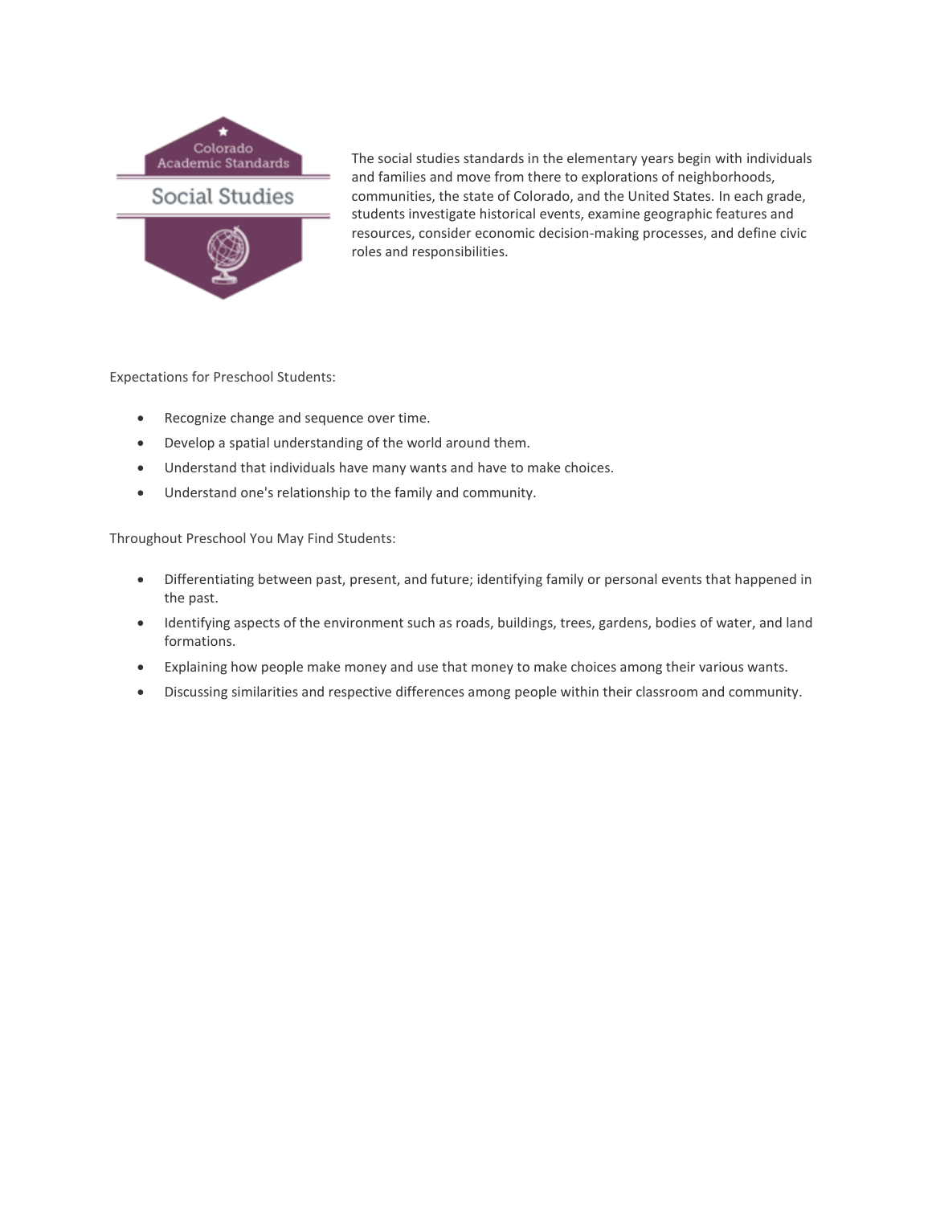Colorado Academic Standards

Social Studies

The social studies standards in the elementary years begin with individuals and families and move from there to explorations of neighborhoods, communities, the state of Colorado, and the United States. In each grade, students investigate historical events, examine geographic features and resources, consider economic decision-making processes, and define civic roles and responsibilities.

Expectations for Preschool Students:

- Recognize change and sequence over time.
- Develop a spatial understanding of the world around them.
- Understand that individuals have many wants and have to make choices.
- Understand one's relationship to the family and community.

Throughout Preschool You May Find Students:

- Differentiating between past, present, and future; identifying family or personal events that happened in the past.
- Identifying aspects of the environment such as roads, buildings, trees, gardens, bodies of water, and land formations.
- Explaining how people make money and use that money to make choices among their various wants.
- Discussing similarities and respective differences among people within their classroom and community.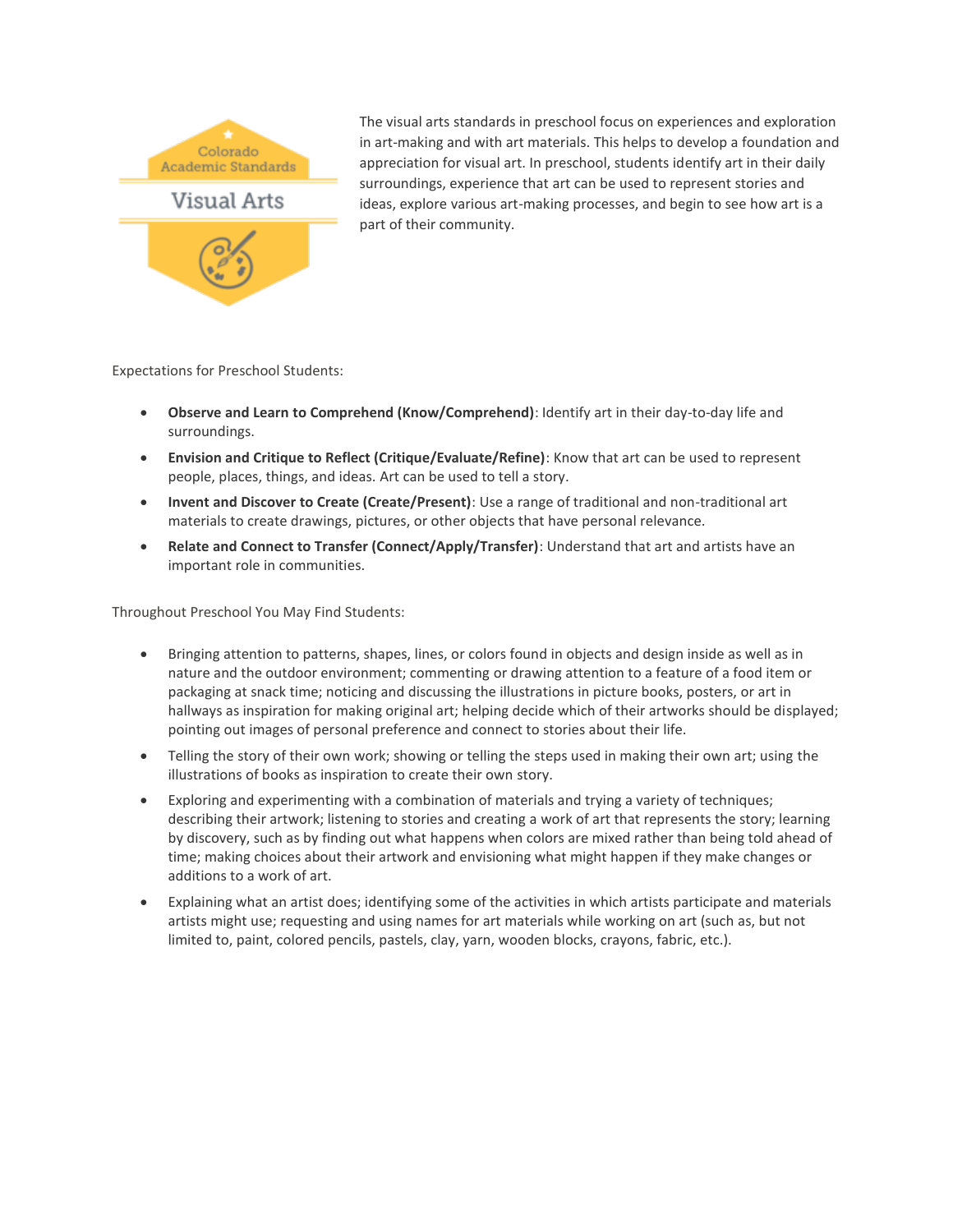Colorado Academic Standards

Visual Arts

The visual arts standards in preschool focus on experiences and exploration in art-making and with art materials. This helps to develop a foundation and appreciation for visual art. In preschool, students identify art in their daily surroundings, experience that art can be used to represent stories and ideas, explore various art-making processes, and begin to see how art is a part of their community.

Expectations for Preschool Students:

- **Observe and Learn to Comprehend (Know/Comprehend)**: Identify art in their day-to-day life and surroundings.
- **Envision and Critique to Reflect (Critique/Evaluate/Refine)**: Know that art can be used to represent people, places, things, and ideas. Art can be used to tell a story.
- **Invent and Discover to Create (Create/Present)**: Use a range of traditional and non-traditional art materials to create drawings, pictures, or other objects that have personal relevance.
- **Relate and Connect to Transfer (Connect/Apply/Transfer)**: Understand that art and artists have an important role in communities.

Throughout Preschool You May Find Students:

- Bringing attention to patterns, shapes, lines, or colors found in objects and design inside as well as in nature and the outdoor environment; commenting or drawing attention to a feature of a food item or packaging at snack time; noticing and discussing the illustrations in picture books, posters, or art in hallways as inspiration for making original art; helping decide which of their artworks should be displayed; pointing out images of personal preference and connect to stories about their life.
- Telling the story of their own work; showing or telling the steps used in making their own art; using the illustrations of books as inspiration to create their own story.
- Exploring and experimenting with a combination of materials and trying a variety of techniques; describing their artwork; listening to stories and creating a work of art that represents the story; learning by discovery, such as by finding out what happens when colors are mixed rather than being told ahead of time; making choices about their artwork and envisioning what might happen if they make changes or additions to a work of art.
- Explaining what an artist does; identifying some of the activities in which artists participate and materials artists might use; requesting and using names for art materials while working on art (such as, but not limited to, paint, colored pencils, pastels, clay, yarn, wooden blocks, crayons, fabric, etc.).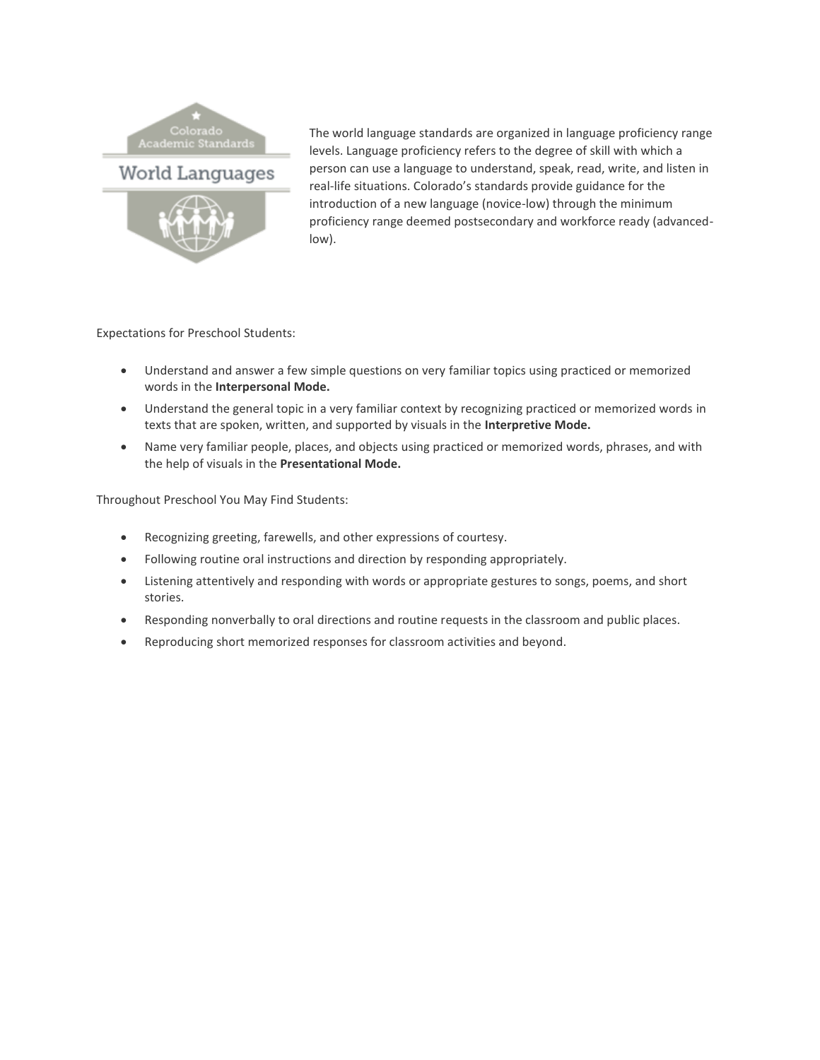Colorado Academic Standards

World Languages

The world language standards are organized in language proficiency range levels. Language proficiency refers to the degree of skill with which a person can use a language to understand, speak, read, write, and listen in real-life situations. Colorado's standards provide guidance for the introduction of a new language (novice-low) through the minimum proficiency range deemed postsecondary and workforce ready (advanced-low).

Expectations for Preschool Students:

- Understand and answer a few simple questions on very familiar topics using practiced or memorized words in the **Interpersonal Mode.**
- Understand the general topic in a very familiar context by recognizing practiced or memorized words in texts that are spoken, written, and supported by visuals in the **Interpretive Mode.**
- Name very familiar people, places, and objects using practiced or memorized words, phrases, and with the help of visuals in the **Presentational Mode.**

Throughout Preschool You May Find Students:

- Recognizing greeting, farewells, and other expressions of courtesy.
- Following routine oral instructions and direction by responding appropriately.
- Listening attentively and responding with words or appropriate gestures to songs, poems, and short stories.
- Responding nonverbally to oral directions and routine requests in the classroom and public places.
- Reproducing short memorized responses for classroom activities and beyond.